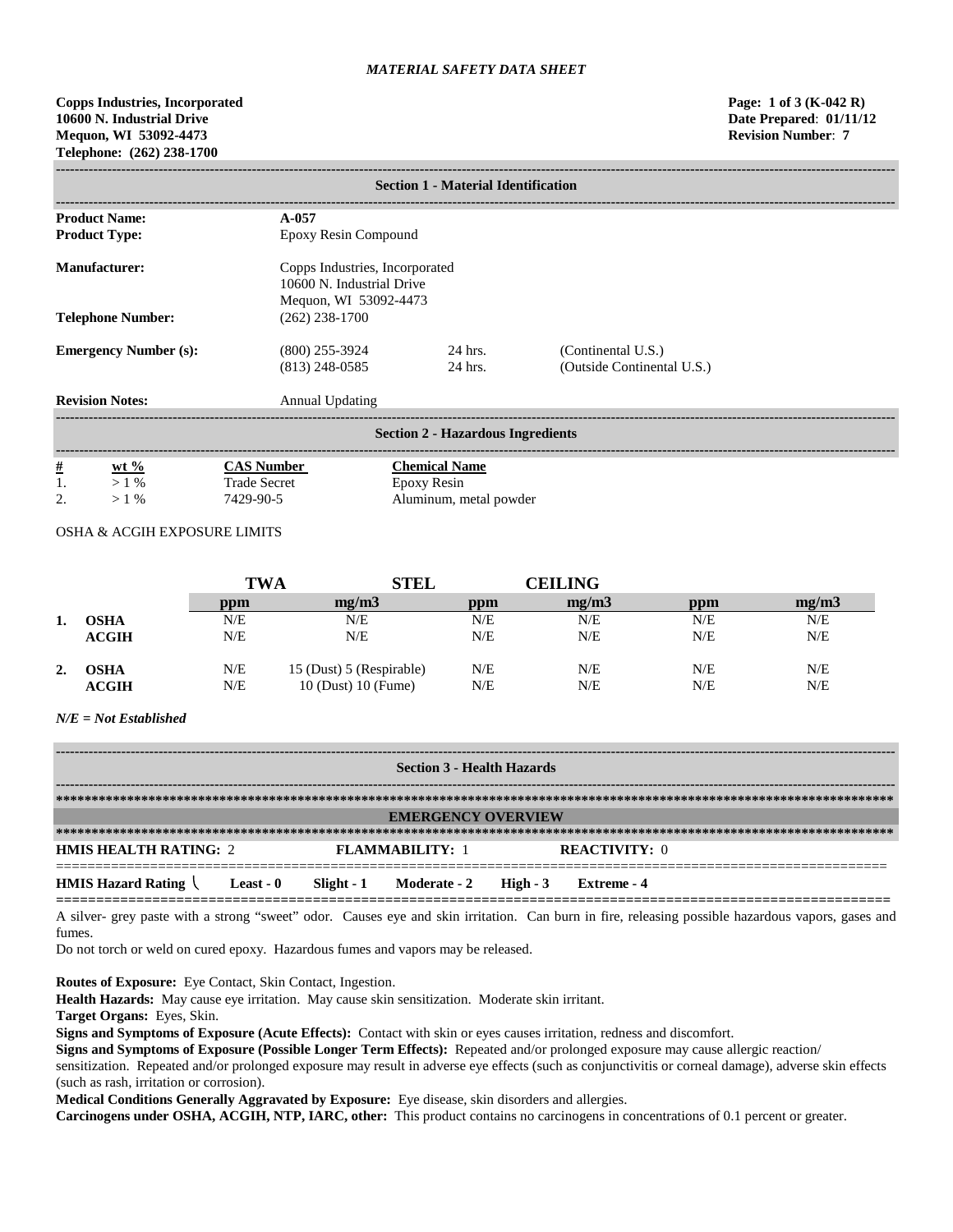*MATERIAL SAFETY DATA SHEET*

**Copps Industries, Incorporated**
**10600 N. Industrial Drive**
**Mequon, WI 53092-4473**
**Telephone: (262) 238-1700**

**Page: 1 of 3 (K-042 R)**
**Date Prepared: 01/11/12**
**Revision Number: 7**

## Section 1 - Material Identification

| | | | |
|---|---|---|---|
| **Product Name:** | **A-057** | | |
| **Product Type:** | Epoxy Resin Compound | | |
| **Manufacturer:** | Copps Industries, Incorporated<br>10600 N. Industrial Drive<br>Mequon, WI 53092-4473 | | |
| **Telephone Number:** | (262) 238-1700 | | |
| **Emergency Number (s):** | (800) 255-3924 | 24 hrs. | (Continental U.S.) |
| | (813) 248-0585 | 24 hrs. | (Outside Continental U.S.) |
| **Revision Notes:** | Annual Updating | | |

## Section 2 - Hazardous Ingredients

| # | wt % | CAS Number | Chemical Name |
|---|---|---|---|
| 1. | > 1 % | Trade Secret | Epoxy Resin |
| 2. | > 1 % | 7429-90-5 | Aluminum, metal powder |

OSHA & ACGIH EXPOSURE LIMITS

| | | TWA | | STEL | | CEILING | |
|---|---|---|---|---|---|---|---|
| | | ppm | mg/m3 | ppm | mg/m3 | ppm | mg/m3 |
| 1. | OSHA | N/E | N/E | N/E | N/E | N/E | N/E |
| | ACGIH | N/E | N/E | N/E | N/E | N/E | N/E |
| 2. | OSHA | N/E | 15 (Dust) 5 (Respirable) | N/E | N/E | N/E | N/E |
| | ACGIH | N/E | 10 (Dust) 10 (Fume) | N/E | N/E | N/E | N/E |

***N/E = Not Established***

## Section 3 - Health Hazards

### EMERGENCY OVERVIEW

**HMIS HEALTH RATING:** 2 **FLAMMABILITY:** 1 **REACTIVITY:** 0

**HMIS Hazard Rating** **Least - 0** **Slight - 1** **Moderate - 2** **High - 3** **Extreme - 4**

A silver- grey paste with a strong "sweet" odor. Causes eye and skin irritation. Can burn in fire, releasing possible hazardous vapors, gases and fumes.

Do not torch or weld on cured epoxy. Hazardous fumes and vapors may be released.

**Routes of Exposure:** Eye Contact, Skin Contact, Ingestion.

**Health Hazards:** May cause eye irritation. May cause skin sensitization. Moderate skin irritant.

**Target Organs:** Eyes, Skin.

**Signs and Symptoms of Exposure (Acute Effects):** Contact with skin or eyes causes irritation, redness and discomfort.

**Signs and Symptoms of Exposure (Possible Longer Term Effects):** Repeated and/or prolonged exposure may cause allergic reaction/ sensitization. Repeated and/or prolonged exposure may result in adverse eye effects (such as conjunctivitis or corneal damage), adverse skin effects (such as rash, irritation or corrosion).

**Medical Conditions Generally Aggravated by Exposure:** Eye disease, skin disorders and allergies.

**Carcinogens under OSHA, ACGIH, NTP, IARC, other:** This product contains no carcinogens in concentrations of 0.1 percent or greater.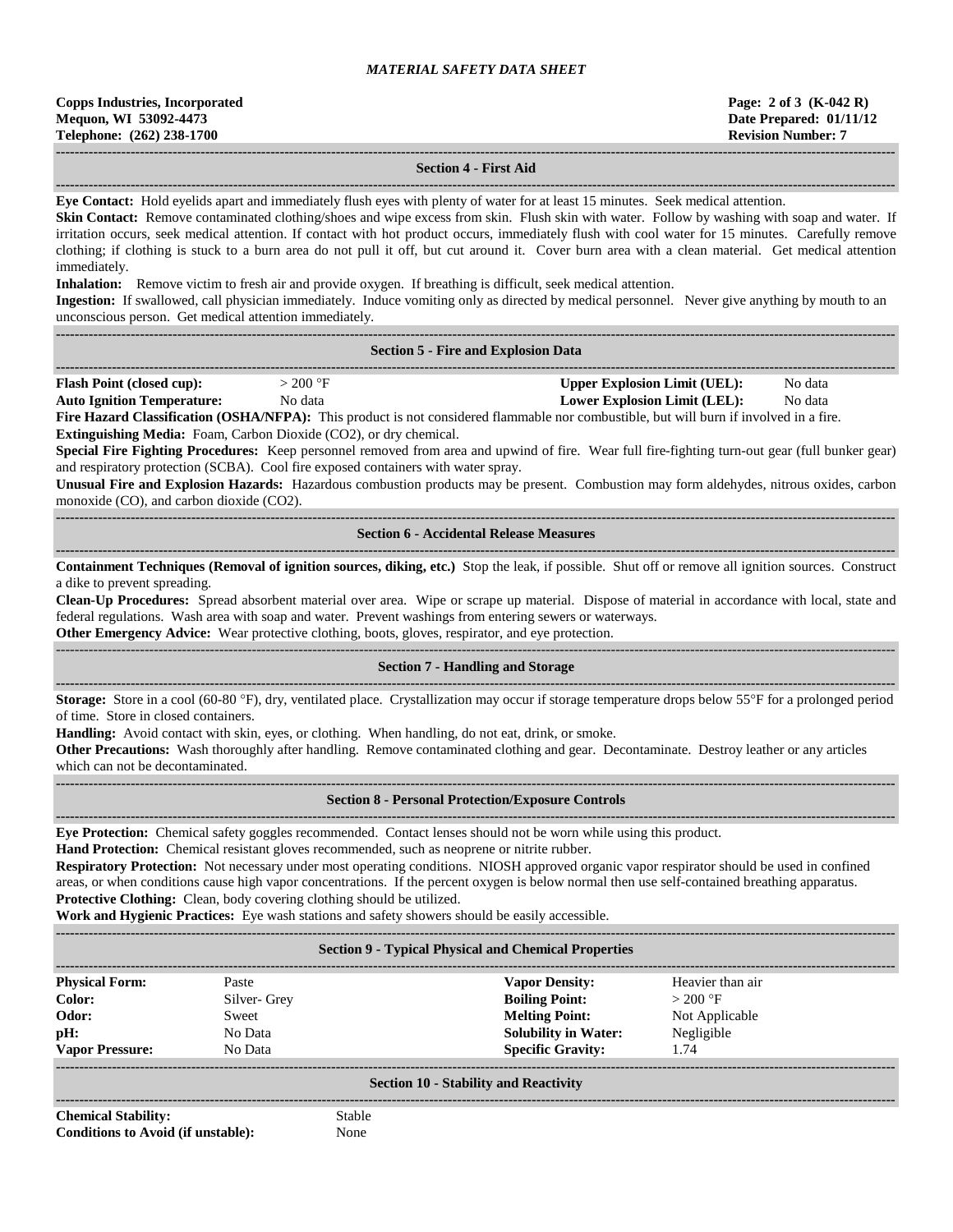## Section 4 - First Aid

**Eye Contact:** Hold eyelids apart and immediately flush eyes with plenty of water for at least 15 minutes. Seek medical attention.

**Skin Contact:** Remove contaminated clothing/shoes and wipe excess from skin. Flush skin with water. Follow by washing with soap and water. If irritation occurs, seek medical attention. If contact with hot product occurs, immediately flush with cool water for 15 minutes. Carefully remove clothing; if clothing is stuck to a burn area do not pull it off, but cut around it. Cover burn area with a clean material. Get medical attention immediately.

**Inhalation:** Remove victim to fresh air and provide oxygen. If breathing is difficult, seek medical attention.

**Ingestion:** If swallowed, call physician immediately. Induce vomiting only as directed by medical personnel. Never give anything by mouth to an unconscious person. Get medical attention immediately.

## Section 5 - Fire and Explosion Data

| | | | |
|---|---|---|---|
| **Flash Point (closed cup):** | > 200 °F | **Upper Explosion Limit (UEL):** | No data |
| **Auto Ignition Temperature:** | No data | **Lower Explosion Limit (LEL):** | No data |

**Fire Hazard Classification (OSHA/NFPA):** This product is not considered flammable nor combustible, but will burn if involved in a fire.

**Extinguishing Media:** Foam, Carbon Dioxide ($CO_2$), or dry chemical.

**Special Fire Fighting Procedures:** Keep personnel removed from area and upwind of fire. Wear full fire-fighting turn-out gear (full bunker gear) and respiratory protection (SCBA). Cool fire exposed containers with water spray.

**Unusual Fire and Explosion Hazards:** Hazardous combustion products may be present. Combustion may form aldehydes, nitrous oxides, carbon monoxide (CO), and carbon dioxide ($CO_2$).

## Section 6 - Accidental Release Measures

**Containment Techniques (Removal of ignition sources, diking, etc.)** Stop the leak, if possible. Shut off or remove all ignition sources. Construct a dike to prevent spreading.

**Clean-Up Procedures:** Spread absorbent material over area. Wipe or scrape up material. Dispose of material in accordance with local, state and federal regulations. Wash area with soap and water. Prevent washings from entering sewers or waterways.

**Other Emergency Advice:** Wear protective clothing, boots, gloves, respirator, and eye protection.

## Section 7 - Handling and Storage

**Storage:** Store in a cool (60-80 °F), dry, ventilated place. Crystallization may occur if storage temperature drops below 55°F for a prolonged period of time. Store in closed containers.

**Handling:** Avoid contact with skin, eyes, or clothing. When handling, do not eat, drink, or smoke.

**Other Precautions:** Wash thoroughly after handling. Remove contaminated clothing and gear. Decontaminate. Destroy leather or any articles which can not be decontaminated.

## Section 8 - Personal Protection/Exposure Controls

**Eye Protection:** Chemical safety goggles recommended. Contact lenses should not be worn while using this product.

**Hand Protection:** Chemical resistant gloves recommended, such as neoprene or nitrite rubber.

**Respiratory Protection:** Not necessary under most operating conditions. NIOSH approved organic vapor respirator should be used in confined areas, or when conditions cause high vapor concentrations. If the percent oxygen is below normal then use self-contained breathing apparatus.

**Protective Clothing:** Clean, body covering clothing should be utilized.

**Work and Hygienic Practices:** Eye wash stations and safety showers should be easily accessible.

## Section 9 - Typical Physical and Chemical Properties

| | | | |
|---|---|---|---|
| **Physical Form:** | Paste | **Vapor Density:** | Heavier than air |
| **Color:** | Silver- Grey | **Boiling Point:** | > 200 °F |
| **Odor:** | Sweet | **Melting Point:** | Not Applicable |
| **pH:** | No Data | **Solubility in Water:** | Negligible |
| **Vapor Pressure:** | No Data | **Specific Gravity:** | 1.74 |

## Section 10 - Stability and Reactivity

| | |
|---|---|
| **Chemical Stability:** | Stable |
| **Conditions to Avoid (if unstable):** | None |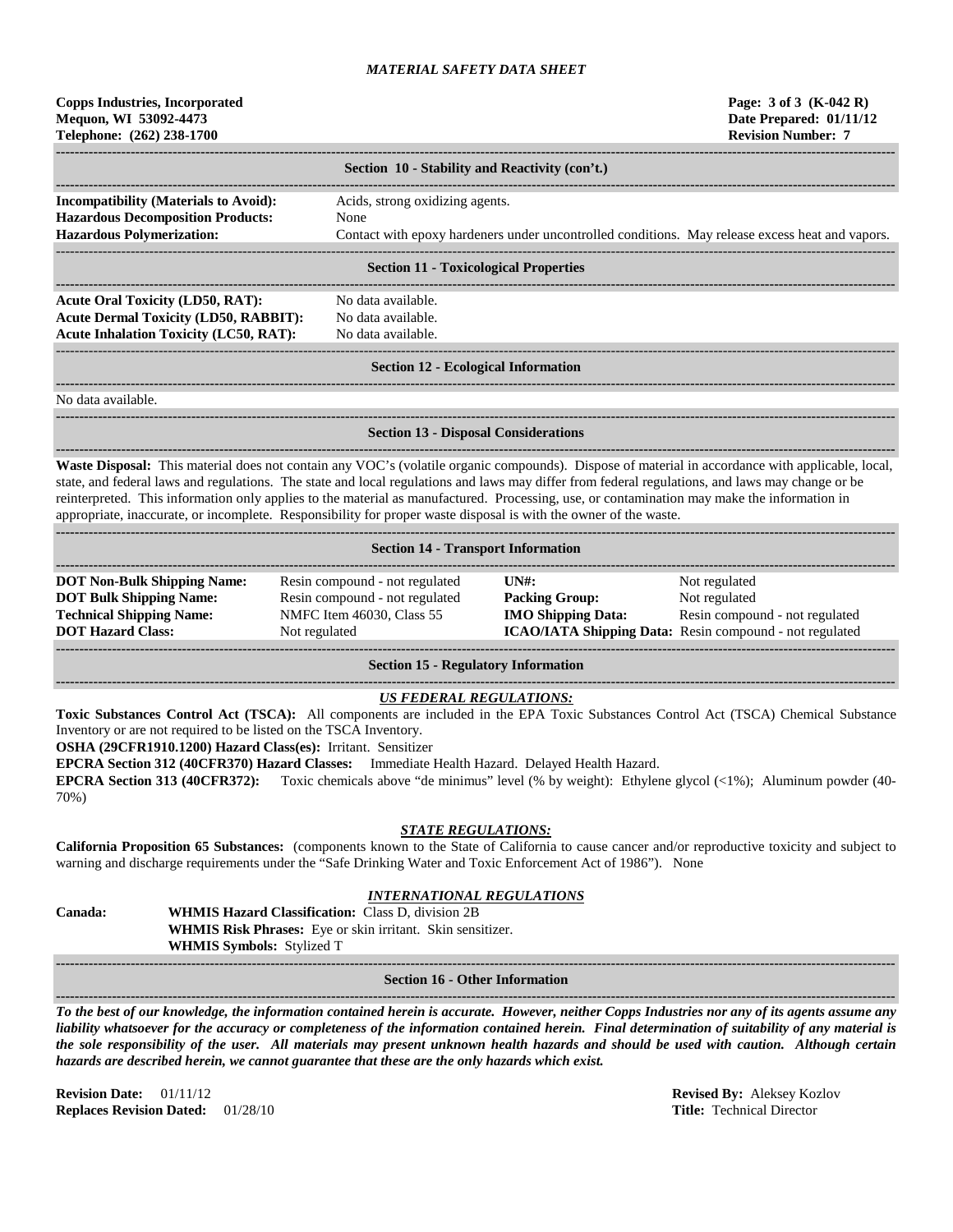*MATERIAL SAFETY DATA SHEET*

**Copps Industries, Incorporated**
**Mequon, WI 53092-4473**
**Telephone: (262) 238-1700**

**Page: 3 of 3 (K-042 R)**
**Date Prepared: 01/11/12**
**Revision Number: 7**

## Section 10 - Stability and Reactivity (con't.)

**Incompatibility (Materials to Avoid):** Acids, strong oxidizing agents.
**Hazardous Decomposition Products:** None
**Hazardous Polymerization:** Contact with epoxy hardeners under uncontrolled conditions. May release excess heat and vapors.

## Section 11 - Toxicological Properties

**Acute Oral Toxicity (LD50, RAT):** No data available.
**Acute Dermal Toxicity (LD50, RABBIT):** No data available.
**Acute Inhalation Toxicity (LC50, RAT):** No data available.

## Section 12 - Ecological Information

No data available.

## Section 13 - Disposal Considerations

**Waste Disposal:** This material does not contain any VOC's (volatile organic compounds). Dispose of material in accordance with applicable, local, state, and federal laws and regulations. The state and local regulations and laws may differ from federal regulations, and laws may change or be reinterpreted. This information only applies to the material as manufactured. Processing, use, or contamination may make the information in appropriate, inaccurate, or incomplete. Responsibility for proper waste disposal is with the owner of the waste.

## Section 14 - Transport Information

| | | | |
|---|---|---|---|
| **DOT Non-Bulk Shipping Name:** | Resin compound - not regulated | **UN#:** | Not regulated |
| **DOT Bulk Shipping Name:** | Resin compound - not regulated | **Packing Group:** | Not regulated |
| **Technical Shipping Name:** | NMFC Item 46030, Class 55 | **IMO Shipping Data:** | Resin compound - not regulated |
| **DOT Hazard Class:** | Not regulated | **ICAO/IATA Shipping Data:** | Resin compound - not regulated |

## Section 15 - Regulatory Information

***US FEDERAL REGULATIONS:***

**Toxic Substances Control Act (TSCA):** All components are included in the EPA Toxic Substances Control Act (TSCA) Chemical Substance Inventory or are not required to be listed on the TSCA Inventory.
**OSHA (29CFR1910.1200) Hazard Class(es):** Irritant. Sensitizer
**EPCRA Section 312 (40CFR370) Hazard Classes:** Immediate Health Hazard. Delayed Health Hazard.
**EPCRA Section 313 (40CFR372):** Toxic chemicals above "de minimus" level (% by weight): Ethylene glycol (<1%); Aluminum powder (40-70%)

***STATE REGULATIONS:***

**California Proposition 65 Substances:** (components known to the State of California to cause cancer and/or reproductive toxicity and subject to warning and discharge requirements under the "Safe Drinking Water and Toxic Enforcement Act of 1986"). None

***INTERNATIONAL REGULATIONS***

**Canada:**
**WHMIS Hazard Classification:** Class D, division 2B
**WHMIS Risk Phrases:** Eye or skin irritant. Skin sensitizer.
**WHMIS Symbols:** Stylized T

## Section 16 - Other Information

***To the best of our knowledge, the information contained herein is accurate. However, neither Copps Industries nor any of its agents assume any liability whatsoever for the accuracy or completeness of the information contained herein. Final determination of suitability of any material is the sole responsibility of the user. All materials may present unknown health hazards and should be used with caution. Although certain hazards are described herein, we cannot guarantee that these are the only hazards which exist.***

**Revision Date:** 01/11/12
**Replaces Revision Dated:** 01/28/10

**Revised By:** Aleksey Kozlov
**Title:** Technical Director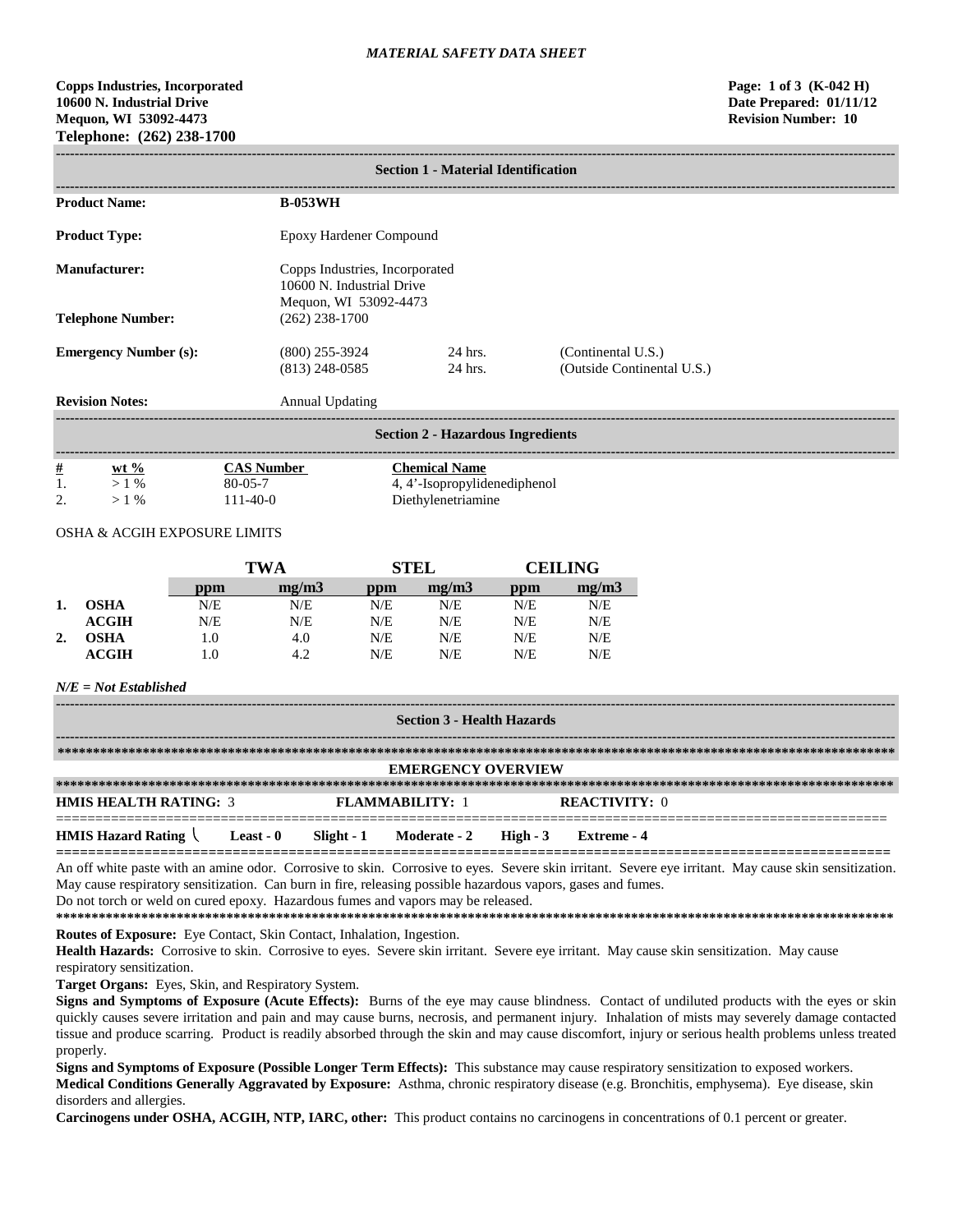*MATERIAL SAFETY DATA SHEET*

**Copps Industries, Incorporated**
**10600 N. Industrial Drive**
**Mequon, WI 53092-4473**
**Telephone: (262) 238-1700**

**Page: 1 of 3 (K-042 H)**
**Date Prepared: 01/11/12**
**Revision Number: 10**

## Section 1 - Material Identification

| | | | |
|---|---|---|---|
| **Product Name:** | **B-053WH** | | |
| **Product Type:** | Epoxy Hardener Compound | | |
| **Manufacturer:** | Copps Industries, Incorporated<br>10600 N. Industrial Drive<br>Mequon, WI 53092-4473 | | |
| **Telephone Number:** | (262) 238-1700 | | |
| **Emergency Number (s):** | (800) 255-3924<br>(813) 248-0585 | 24 hrs.<br>24 hrs. | (Continental U.S.)<br>(Outside Continental U.S.) |
| **Revision Notes:** | Annual Updating | | |

## Section 2 - Hazardous Ingredients

| # | wt % | CAS Number | Chemical Name |
|---|---|---|---|
| 1. | > 1 % | 80-05-7 | 4, 4'-Isopropylidenediphenol |
| 2. | > 1 % | 111-40-0 | Diethylenetriamine |

OSHA & ACGIH EXPOSURE LIMITS

| | | TWA | | STEL | | CEILING | |
|---|---|---|---|---|---|---|---|
| | | **ppm** | **mg/m3** | **ppm** | **mg/m3** | **ppm** | **mg/m3** |
| **1.** | **OSHA** | N/E | N/E | N/E | N/E | N/E | N/E |
| | **ACGIH** | N/E | N/E | N/E | N/E | N/E | N/E |
| **2.** | **OSHA** | 1.0 | 4.0 | N/E | N/E | N/E | N/E |
| | **ACGIH** | 1.0 | 4.2 | N/E | N/E | N/E | N/E |

***N/E = Not Established***

## Section 3 - Health Hazards

**EMERGENCY OVERVIEW**

**HMIS HEALTH RATING:** 3 **FLAMMABILITY:** 1 **REACTIVITY:** 0

**HMIS Hazard Rating** **Least - 0** **Slight - 1** **Moderate - 2** **High - 3** **Extreme - 4**

An off white paste with an amine odor. Corrosive to skin. Corrosive to eyes. Severe skin irritant. Severe eye irritant. May cause skin sensitization. May cause respiratory sensitization. Can burn in fire, releasing possible hazardous vapors, gases and fumes.
Do not torch or weld on cured epoxy. Hazardous fumes and vapors may be released.

**Routes of Exposure:** Eye Contact, Skin Contact, Inhalation, Ingestion.

**Health Hazards:** Corrosive to skin. Corrosive to eyes. Severe skin irritant. Severe eye irritant. May cause skin sensitization. May cause respiratory sensitization.

**Target Organs:** Eyes, Skin, and Respiratory System.

**Signs and Symptoms of Exposure (Acute Effects):** Burns of the eye may cause blindness. Contact of undiluted products with the eyes or skin quickly causes severe irritation and pain and may cause burns, necrosis, and permanent injury. Inhalation of mists may severely damage contacted tissue and produce scarring. Product is readily absorbed through the skin and may cause discomfort, injury or serious health problems unless treated properly.

**Signs and Symptoms of Exposure (Possible Longer Term Effects):** This substance may cause respiratory sensitization to exposed workers.

**Medical Conditions Generally Aggravated by Exposure:** Asthma, chronic respiratory disease (e.g. Bronchitis, emphysema). Eye disease, skin disorders and allergies.

**Carcinogens under OSHA, ACGIH, NTP, IARC, other:** This product contains no carcinogens in concentrations of 0.1 percent or greater.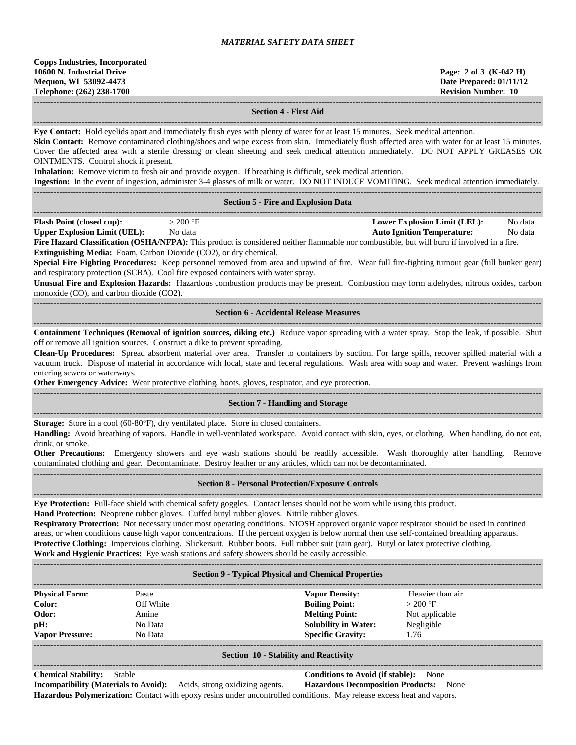## Section 4 - First Aid

**Eye Contact:** Hold eyelids apart and immediately flush eyes with plenty of water for at least 15 minutes. Seek medical attention.
**Skin Contact:** Remove contaminated clothing/shoes and wipe excess from skin. Immediately flush affected area with water for at least 15 minutes. Cover the affected area with a sterile dressing or clean sheeting and seek medical attention immediately. DO NOT APPLY GREASES OR OINTMENTS. Control shock if present.
**Inhalation:** Remove victim to fresh air and provide oxygen. If breathing is difficult, seek medical attention.
**Ingestion:** In the event of ingestion, administer 3-4 glasses of milk or water. DO NOT INDUCE VOMITING. Seek medical attention immediately.

## Section 5 - Fire and Explosion Data

| | | | |
|---|---|---|---|
| **Flash Point (closed cup):** | > 200 °F | **Lower Explosion Limit (LEL):** | No data |
| **Upper Explosion Limit (UEL):** | No data | **Auto Ignition Temperature:** | No data |

**Fire Hazard Classification (OSHA/NFPA):** This product is considered neither flammable nor combustible, but will burn if involved in a fire.
**Extinguishing Media:** Foam, Carbon Dioxide ($CO_2$), or dry chemical.
**Special Fire Fighting Procedures:** Keep personnel removed from area and upwind of fire. Wear full fire-fighting turnout gear (full bunker gear) and respiratory protection (SCBA). Cool fire exposed containers with water spray.
**Unusual Fire and Explosion Hazards:** Hazardous combustion products may be present. Combustion may form aldehydes, nitrous oxides, carbon monoxide (CO), and carbon dioxide ($CO_2$).

## Section 6 - Accidental Release Measures

**Containment Techniques (Removal of ignition sources, diking etc.)** Reduce vapor spreading with a water spray. Stop the leak, if possible. Shut off or remove all ignition sources. Construct a dike to prevent spreading.
**Clean-Up Procedures:** Spread absorbent material over area. Transfer to containers by suction. For large spills, recover spilled material with a vacuum truck. Dispose of material in accordance with local, state and federal regulations. Wash area with soap and water. Prevent washings from entering sewers or waterways.
**Other Emergency Advice:** Wear protective clothing, boots, gloves, respirator, and eye protection.

## Section 7 - Handling and Storage

**Storage:** Store in a cool (60-80°F), dry ventilated place. Store in closed containers.
**Handling:** Avoid breathing of vapors. Handle in well-ventilated workspace. Avoid contact with skin, eyes, or clothing. When handling, do not eat, drink, or smoke.
**Other Precautions:** Emergency showers and eye wash stations should be readily accessible. Wash thoroughly after handling. Remove contaminated clothing and gear. Decontaminate. Destroy leather or any articles, which can not be decontaminated.

## Section 8 - Personal Protection/Exposure Controls

**Eye Protection:** Full-face shield with chemical safety goggles. Contact lenses should not be worn while using this product.
**Hand Protection:** Neoprene rubber gloves. Cuffed butyl rubber gloves. Nitrile rubber gloves.
**Respiratory Protection:** Not necessary under most operating conditions. NIOSH approved organic vapor respirator should be used in confined areas, or when conditions cause high vapor concentrations. If the percent oxygen is below normal then use self-contained breathing apparatus.
**Protective Clothing:** Impervious clothing. Slickersuit. Rubber boots. Full rubber suit (rain gear). Butyl or latex protective clothing.
**Work and Hygienic Practices:** Eye wash stations and safety showers should be easily accessible.

## Section 9 - Typical Physical and Chemical Properties

| | | | |
|---|---|---|---|
| **Physical Form:** | Paste | **Vapor Density:** | Heavier than air |
| **Color:** | Off White | **Boiling Point:** | > 200 °F |
| **Odor:** | Amine | **Melting Point:** | Not applicable |
| **pH:** | No Data | **Solubility in Water:** | Negligible |
| **Vapor Pressure:** | No Data | **Specific Gravity:** | 1.76 |

## Section 10 - Stability and Reactivity

**Chemical Stability:** Stable
**Conditions to Avoid (if stable):** None
**Incompatibility (Materials to Avoid):** Acids, strong oxidizing agents.
**Hazardous Decomposition Products:** None
**Hazardous Polymerization:** Contact with epoxy resins under uncontrolled conditions. May release excess heat and vapors.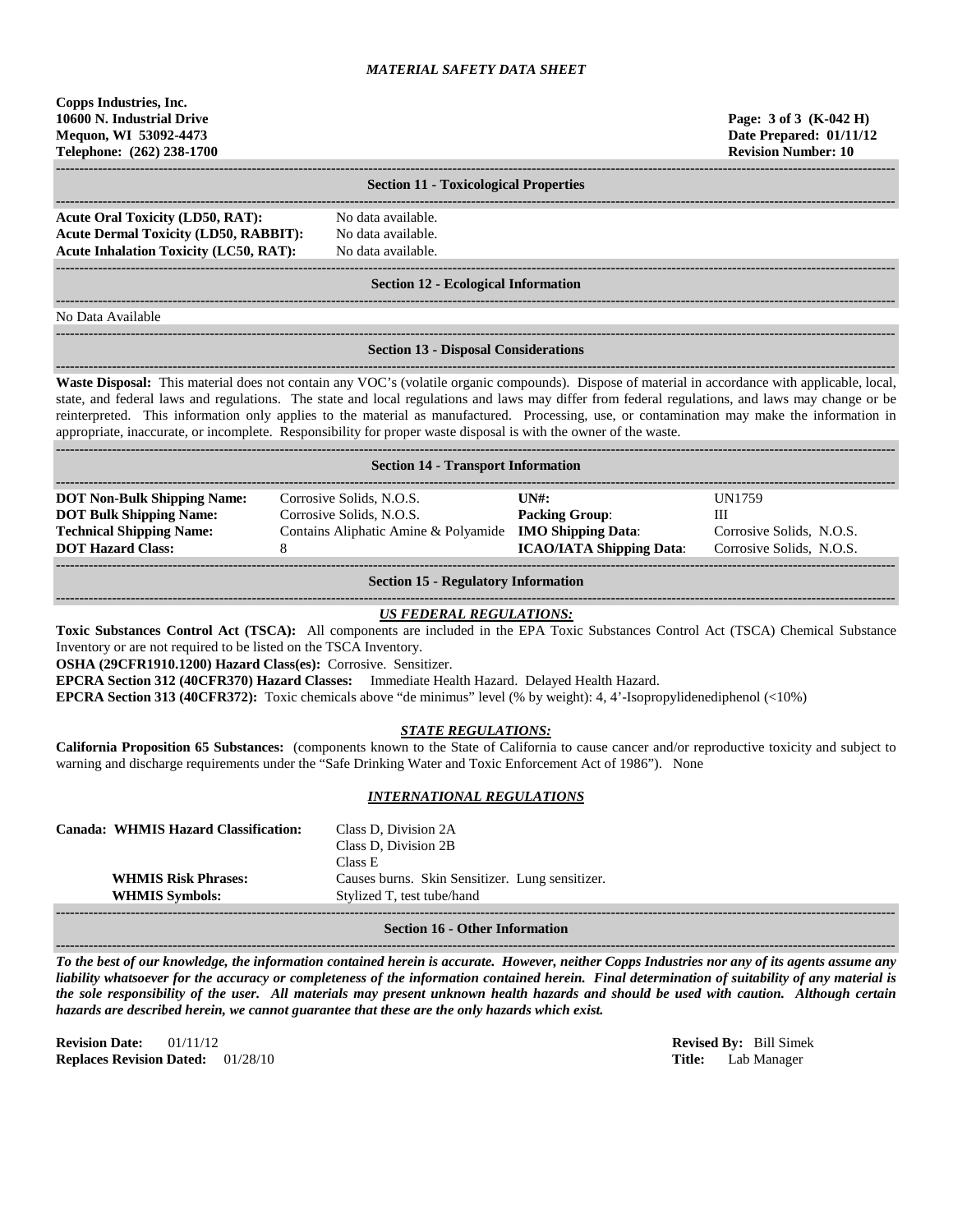*MATERIAL SAFETY DATA SHEET*

**Copps Industries, Inc.**
**10600 N. Industrial Drive**
**Mequon, WI 53092-4473**
**Telephone: (262) 238-1700**

**Page: 3 of 3 (K-042 H)**
**Date Prepared: 01/11/12**
**Revision Number: 10**

## Section 11 - Toxicological Properties

**Acute Oral Toxicity (LD50, RAT):** No data available.
**Acute Dermal Toxicity (LD50, RABBIT):** No data available.
**Acute Inhalation Toxicity (LC50, RAT):** No data available.

## Section 12 - Ecological Information

No Data Available

## Section 13 - Disposal Considerations

**Waste Disposal:** This material does not contain any VOC's (volatile organic compounds). Dispose of material in accordance with applicable, local, state, and federal laws and regulations. The state and local regulations and laws may differ from federal regulations, and laws may change or be reinterpreted. This information only applies to the material as manufactured. Processing, use, or contamination may make the information in appropriate, inaccurate, or incomplete. Responsibility for proper waste disposal is with the owner of the waste.

## Section 14 - Transport Information

| | | | |
|---|---|---|---|
| **DOT Non-Bulk Shipping Name:** | Corrosive Solids, N.O.S. | **UN#:** | UN1759 |
| **DOT Bulk Shipping Name:** | Corrosive Solids, N.O.S. | **Packing Group:** | III |
| **Technical Shipping Name:** | Contains Aliphatic Amine & Polyamide | **IMO Shipping Data:** | Corrosive Solids, N.O.S. |
| **DOT Hazard Class:** | 8 | **ICAO/IATA Shipping Data:** | Corrosive Solids, N.O.S. |

## Section 15 - Regulatory Information

### *US FEDERAL REGULATIONS:*

**Toxic Substances Control Act (TSCA):** All components are included in the EPA Toxic Substances Control Act (TSCA) Chemical Substance Inventory or are not required to be listed on the TSCA Inventory.
**OSHA (29CFR1910.1200) Hazard Class(es):** Corrosive. Sensitizer.
**EPCRA Section 312 (40CFR370) Hazard Classes:** Immediate Health Hazard. Delayed Health Hazard.
**EPCRA Section 313 (40CFR372):** Toxic chemicals above "de minimus" level (% by weight): 4, 4'-Isopropylidenediphenol (<10%)

### *STATE REGULATIONS:*

**California Proposition 65 Substances:** (components known to the State of California to cause cancer and/or reproductive toxicity and subject to warning and discharge requirements under the "Safe Drinking Water and Toxic Enforcement Act of 1986"). None

### *INTERNATIONAL REGULATIONS*

| | |
|---|---|
| **Canada: WHMIS Hazard Classification:** | Class D, Division 2A<br>Class D, Division 2B<br>Class E |
| **WHMIS Risk Phrases:** | Causes burns. Skin Sensitizer. Lung sensitizer. |
| **WHMIS Symbols:** | Stylized T, test tube/hand |

## Section 16 - Other Information

***To the best of our knowledge, the information contained herein is accurate. However, neither Copps Industries nor any of its agents assume any liability whatsoever for the accuracy or completeness of the information contained herein. Final determination of suitability of any material is the sole responsibility of the user. All materials may present unknown health hazards and should be used with caution. Although certain hazards are described herein, we cannot guarantee that these are the only hazards which exist.***

**Revision Date:** 01/11/12
**Replaces Revision Dated:** 01/28/10

**Revised By:** Bill Simek
**Title:** Lab Manager